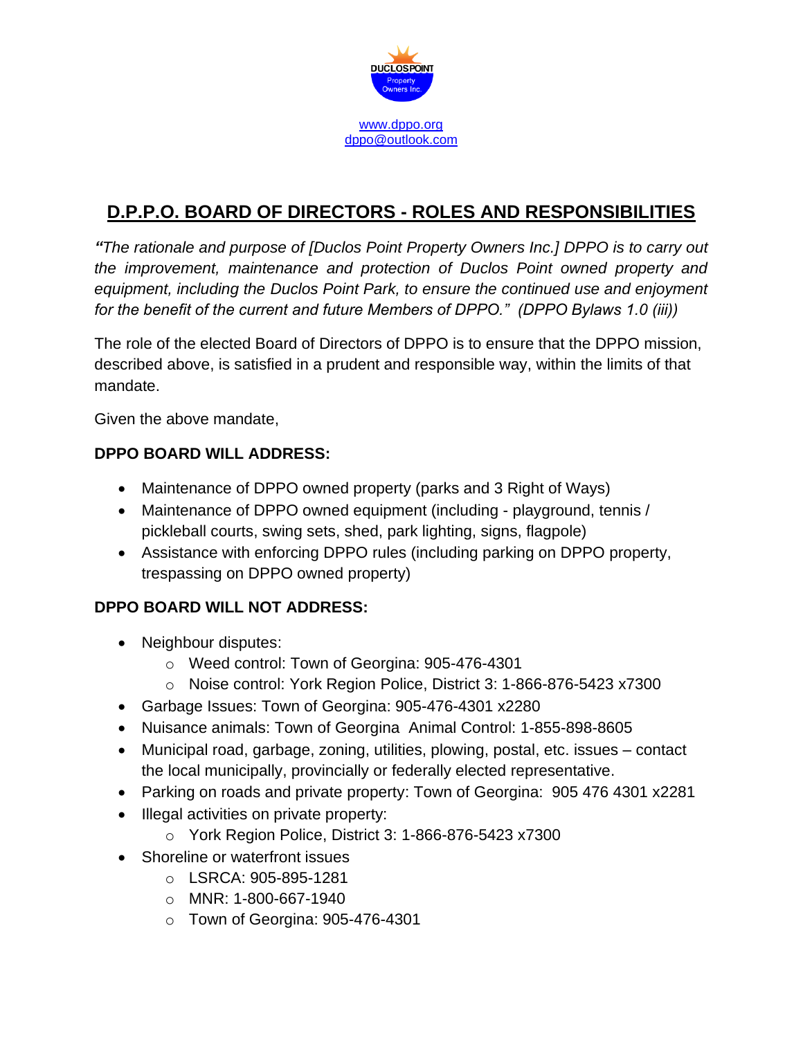DUCLOS POINT Property Owners Inc.

www.dppo.org
dppo@outlook.com

# D.P.P.O. BOARD OF DIRECTORS - ROLES AND RESPONSIBILITIES

*"The rationale and purpose of [Duclos Point Property Owners Inc.] DPPO is to carry out the improvement, maintenance and protection of Duclos Point owned property and equipment, including the Duclos Point Park, to ensure the continued use and enjoyment for the benefit of the current and future Members of DPPO." (DPPO Bylaws 1.0 (iii))*

The role of the elected Board of Directors of DPPO is to ensure that the DPPO mission, described above, is satisfied in a prudent and responsible way, within the limits of that mandate.

Given the above mandate,

**DPPO BOARD WILL ADDRESS:**

- Maintenance of DPPO owned property (parks and 3 Right of Ways)
- Maintenance of DPPO owned equipment (including - playground, tennis / pickleball courts, swing sets, shed, park lighting, signs, flagpole)
- Assistance with enforcing DPPO rules (including parking on DPPO property, trespassing on DPPO owned property)

**DPPO BOARD WILL NOT ADDRESS:**

- Neighbour disputes:
  - Weed control: Town of Georgina: 905-476-4301
  - Noise control: York Region Police, District 3: 1-866-876-5423 x7300
- Garbage Issues: Town of Georgina: 905-476-4301 x2280
- Nuisance animals: Town of Georgina Animal Control: 1-855-898-8605
- Municipal road, garbage, zoning, utilities, plowing, postal, etc. issues – contact the local municipally, provincially or federally elected representative.
- Parking on roads and private property: Town of Georgina: 905 476 4301 x2281
- Illegal activities on private property:
  - York Region Police, District 3: 1-866-876-5423 x7300
- Shoreline or waterfront issues
  - LSRCA: 905-895-1281
  - MNR: 1-800-667-1940
  - Town of Georgina: 905-476-4301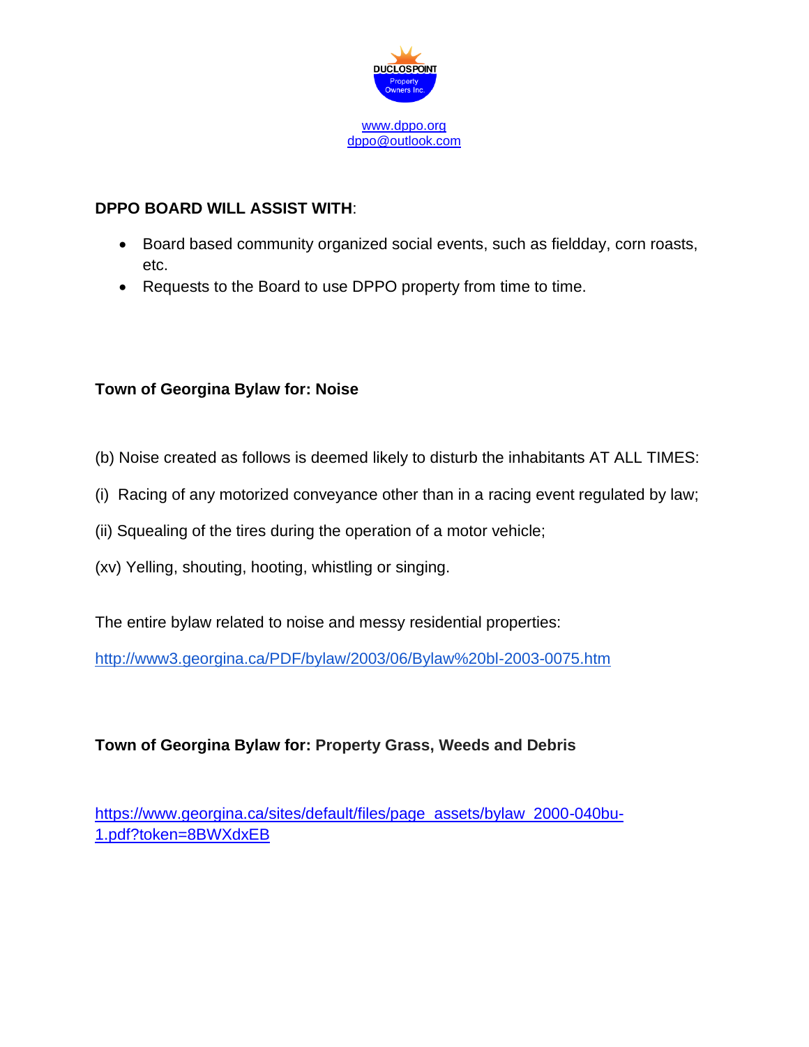DUCLOSPOINT Property Owners Inc.

www.dppo.org
dppo@outlook.com

**DPPO BOARD WILL ASSIST WITH**:

- Board based community organized social events, such as fieldday, corn roasts, etc.
- Requests to the Board to use DPPO property from time to time.

**Town of Georgina Bylaw for: Noise**

(b) Noise created as follows is deemed likely to disturb the inhabitants AT ALL TIMES:

(i) Racing of any motorized conveyance other than in a racing event regulated by law;

(ii) Squealing of the tires during the operation of a motor vehicle;

(xv) Yelling, shouting, hooting, whistling or singing.

The entire bylaw related to noise and messy residential properties:

http://www3.georgina.ca/PDF/bylaw/2003/06/Bylaw%20bl-2003-0075.htm

**Town of Georgina Bylaw for: Property Grass, Weeds and Debris**

https://www.georgina.ca/sites/default/files/page_assets/bylaw_2000-040bu-1.pdf?token=8BWXdxEB